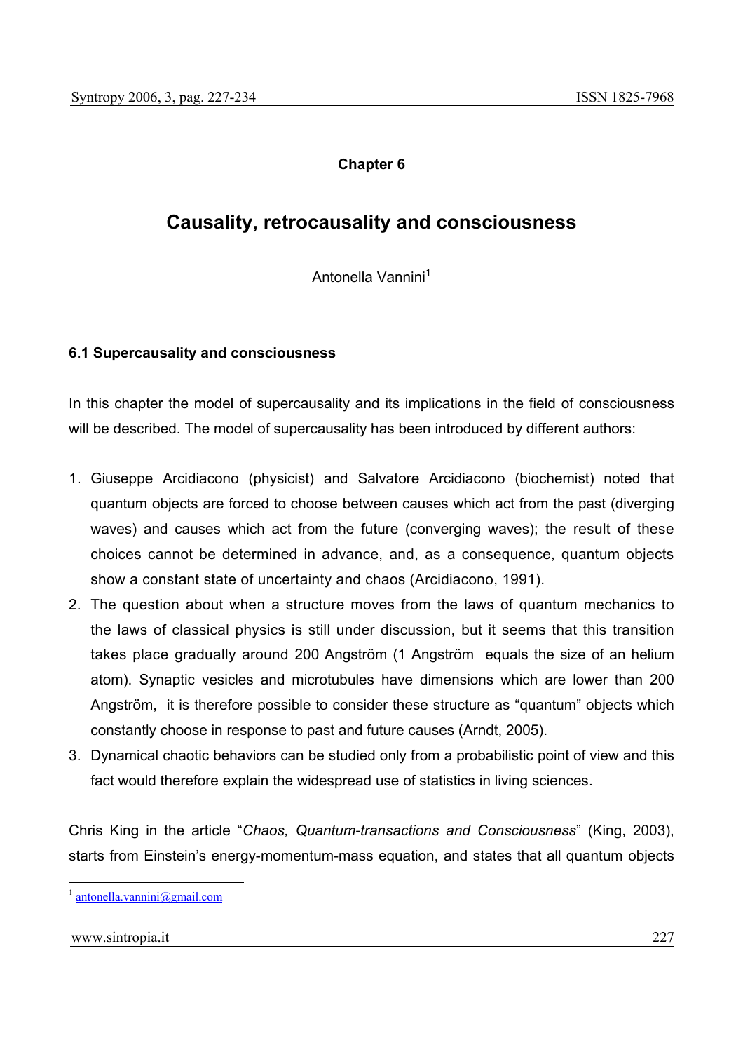**Chapter 6**

# Causality, retrocausality and consciousness

Antonella Vannini[1]

## 6.1 Supercausality and consciousness

In this chapter the model of supercausality and its implications in the field of consciousness will be described. The model of supercausality has been introduced by different authors:

1. Giuseppe Arcidiacono (physicist) and Salvatore Arcidiacono (biochemist) noted that quantum objects are forced to choose between causes which act from the past (diverging waves) and causes which act from the future (converging waves); the result of these choices cannot be determined in advance, and, as a consequence, quantum objects show a constant state of uncertainty and chaos (Arcidiacono, 1991).
2. The question about when a structure moves from the laws of quantum mechanics to the laws of classical physics is still under discussion, but it seems that this transition takes place gradually around 200 Angström (1 Angström equals the size of an helium atom). Synaptic vesicles and microtubules have dimensions which are lower than 200 Angström, it is therefore possible to consider these structure as "quantum" objects which constantly choose in response to past and future causes (Arndt, 2005).
3. Dynamical chaotic behaviors can be studied only from a probabilistic point of view and this fact would therefore explain the widespread use of statistics in living sciences.

Chris King in the article "*Chaos, Quantum-transactions and Consciousness*" (King, 2003), starts from Einstein's energy-momentum-mass equation, and states that all quantum objects

[1] antonella.vannini@gmail.com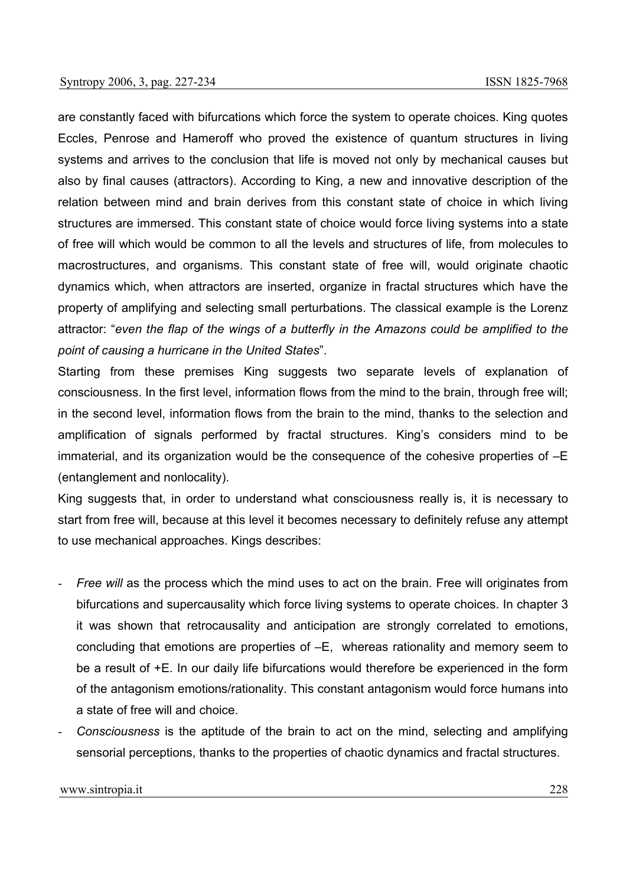are constantly faced with bifurcations which force the system to operate choices. King quotes Eccles, Penrose and Hameroff who proved the existence of quantum structures in living systems and arrives to the conclusion that life is moved not only by mechanical causes but also by final causes (attractors). According to King, a new and innovative description of the relation between mind and brain derives from this constant state of choice in which living structures are immersed. This constant state of choice would force living systems into a state of free will which would be common to all the levels and structures of life, from molecules to macrostructures, and organisms. This constant state of free will, would originate chaotic dynamics which, when attractors are inserted, organize in fractal structures which have the property of amplifying and selecting small perturbations. The classical example is the Lorenz attractor: "*even the flap of the wings of a butterfly in the Amazons could be amplified to the point of causing a hurricane in the United States*".

Starting from these premises King suggests two separate levels of explanation of consciousness. In the first level, information flows from the mind to the brain, through free will; in the second level, information flows from the brain to the mind, thanks to the selection and amplification of signals performed by fractal structures. King's considers mind to be immaterial, and its organization would be the consequence of the cohesive properties of –E (entanglement and nonlocality).

King suggests that, in order to understand what consciousness really is, it is necessary to start from free will, because at this level it becomes necessary to definitely refuse any attempt to use mechanical approaches. Kings describes:

- *Free will* as the process which the mind uses to act on the brain. Free will originates from bifurcations and supercausality which force living systems to operate choices. In chapter 3 it was shown that retrocausality and anticipation are strongly correlated to emotions, concluding that emotions are properties of –E, whereas rationality and memory seem to be a result of +E. In our daily life bifurcations would therefore be experienced in the form of the antagonism emotions/rationality. This constant antagonism would force humans into a state of free will and choice.
- *Consciousness* is the aptitude of the brain to act on the mind, selecting and amplifying sensorial perceptions, thanks to the properties of chaotic dynamics and fractal structures.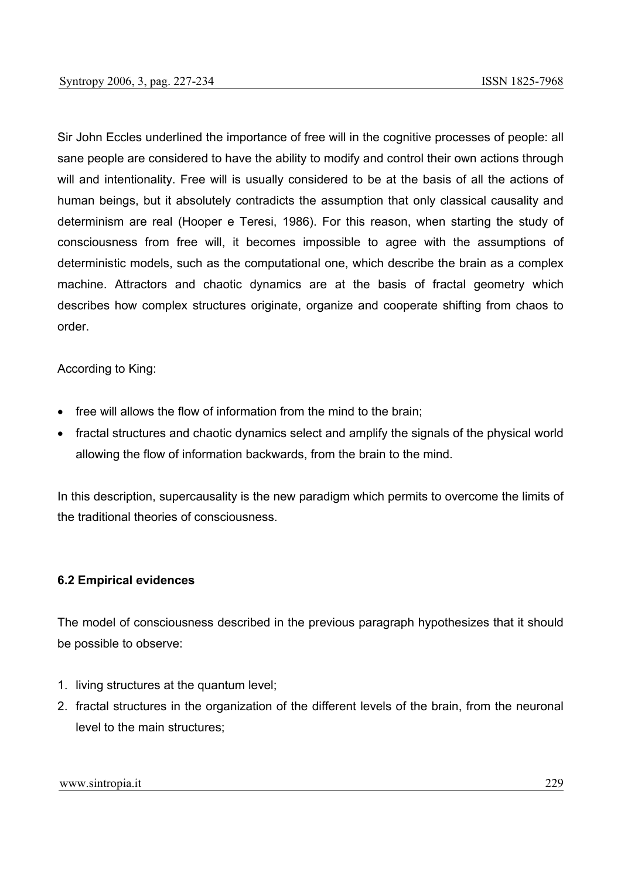Sir John Eccles underlined the importance of free will in the cognitive processes of people: all sane people are considered to have the ability to modify and control their own actions through will and intentionality. Free will is usually considered to be at the basis of all the actions of human beings, but it absolutely contradicts the assumption that only classical causality and determinism are real (Hooper e Teresi, 1986). For this reason, when starting the study of consciousness from free will, it becomes impossible to agree with the assumptions of deterministic models, such as the computational one, which describe the brain as a complex machine. Attractors and chaotic dynamics are at the basis of fractal geometry which describes how complex structures originate, organize and cooperate shifting from chaos to order.

According to King:

- free will allows the flow of information from the mind to the brain;
- fractal structures and chaotic dynamics select and amplify the signals of the physical world allowing the flow of information backwards, from the brain to the mind.

In this description, supercausality is the new paradigm which permits to overcome the limits of the traditional theories of consciousness.

### 6.2 Empirical evidences

The model of consciousness described in the previous paragraph hypothesizes that it should be possible to observe:

1. living structures at the quantum level;
2. fractal structures in the organization of the different levels of the brain, from the neuronal level to the main structures;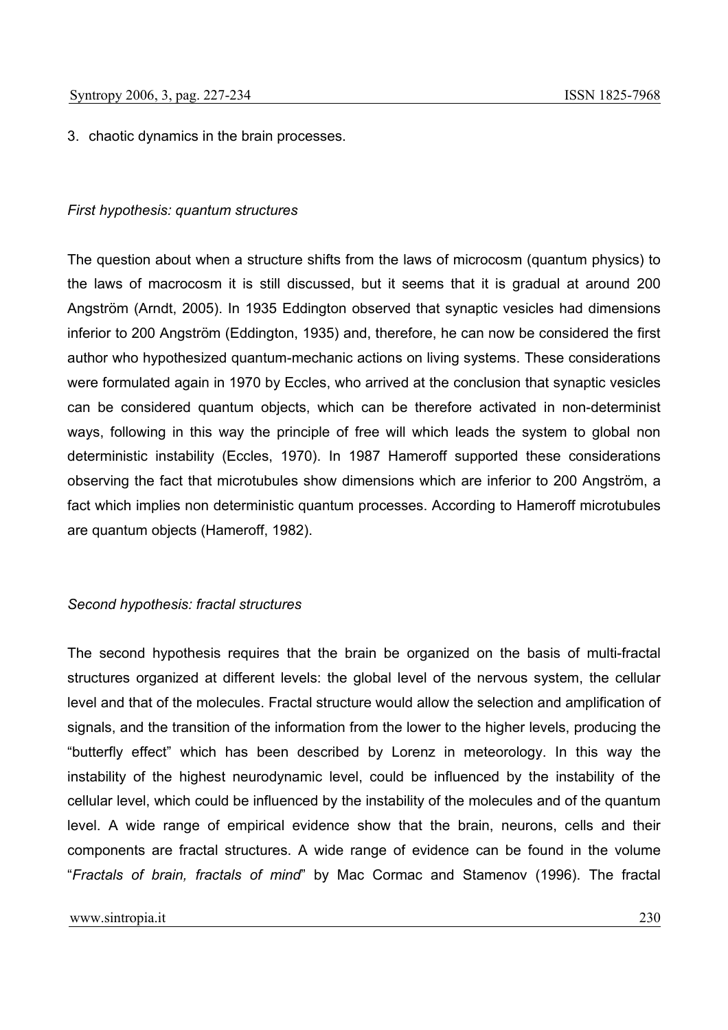3. chaotic dynamics in the brain processes.

*First hypothesis: quantum structures*

The question about when a structure shifts from the laws of microcosm (quantum physics) to the laws of macrocosm it is still discussed, but it seems that it is gradual at around 200 Angström (Arndt, 2005). In 1935 Eddington observed that synaptic vesicles had dimensions inferior to 200 Angström (Eddington, 1935) and, therefore, he can now be considered the first author who hypothesized quantum-mechanic actions on living systems. These considerations were formulated again in 1970 by Eccles, who arrived at the conclusion that synaptic vesicles can be considered quantum objects, which can be therefore activated in non-determinist ways, following in this way the principle of free will which leads the system to global non deterministic instability (Eccles, 1970). In 1987 Hameroff supported these considerations observing the fact that microtubules show dimensions which are inferior to 200 Angström, a fact which implies non deterministic quantum processes. According to Hameroff microtubules are quantum objects (Hameroff, 1982).

*Second hypothesis: fractal structures*

The second hypothesis requires that the brain be organized on the basis of multi-fractal structures organized at different levels: the global level of the nervous system, the cellular level and that of the molecules. Fractal structure would allow the selection and amplification of signals, and the transition of the information from the lower to the higher levels, producing the "butterfly effect" which has been described by Lorenz in meteorology. In this way the instability of the highest neurodynamic level, could be influenced by the instability of the cellular level, which could be influenced by the instability of the molecules and of the quantum level. A wide range of empirical evidence show that the brain, neurons, cells and their components are fractal structures. A wide range of evidence can be found in the volume "*Fractals of brain, fractals of mind*" by Mac Cormac and Stamenov (1996). The fractal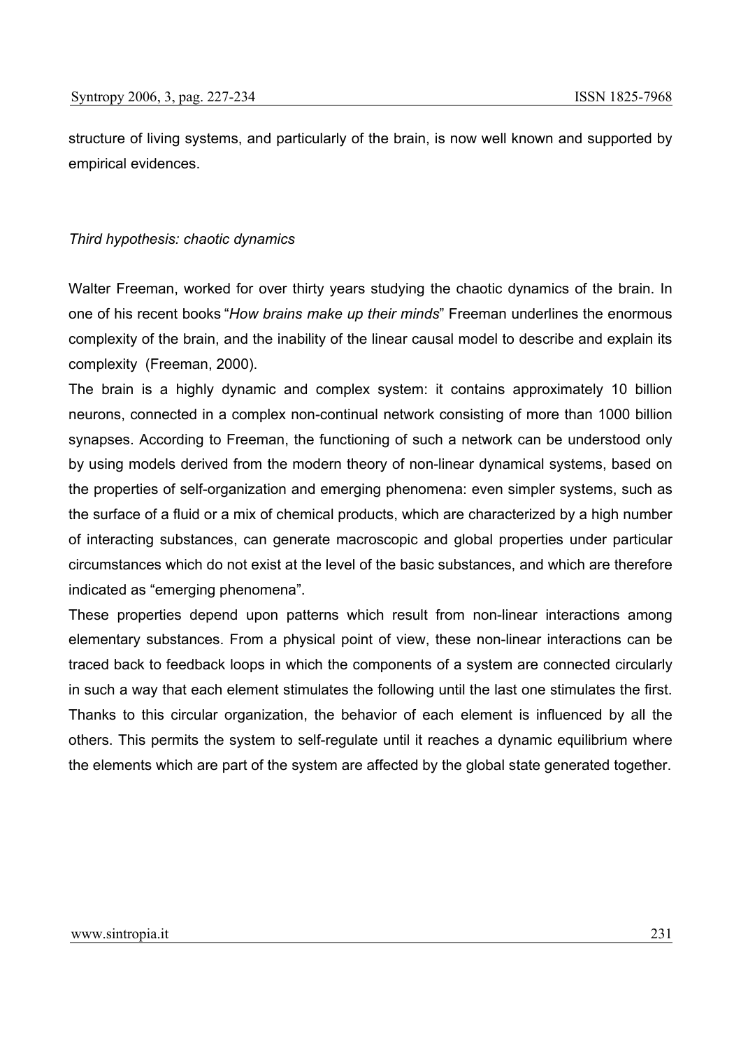structure of living systems, and particularly of the brain, is now well known and supported by empirical evidences.

*Third hypothesis: chaotic dynamics*

Walter Freeman, worked for over thirty years studying the chaotic dynamics of the brain. In one of his recent books "*How brains make up their minds*" Freeman underlines the enormous complexity of the brain, and the inability of the linear causal model to describe and explain its complexity (Freeman, 2000).

The brain is a highly dynamic and complex system: it contains approximately 10 billion neurons, connected in a complex non-continual network consisting of more than 1000 billion synapses. According to Freeman, the functioning of such a network can be understood only by using models derived from the modern theory of non-linear dynamical systems, based on the properties of self-organization and emerging phenomena: even simpler systems, such as the surface of a fluid or a mix of chemical products, which are characterized by a high number of interacting substances, can generate macroscopic and global properties under particular circumstances which do not exist at the level of the basic substances, and which are therefore indicated as "emerging phenomena".

These properties depend upon patterns which result from non-linear interactions among elementary substances. From a physical point of view, these non-linear interactions can be traced back to feedback loops in which the components of a system are connected circularly in such a way that each element stimulates the following until the last one stimulates the first. Thanks to this circular organization, the behavior of each element is influenced by all the others. This permits the system to self-regulate until it reaches a dynamic equilibrium where the elements which are part of the system are affected by the global state generated together.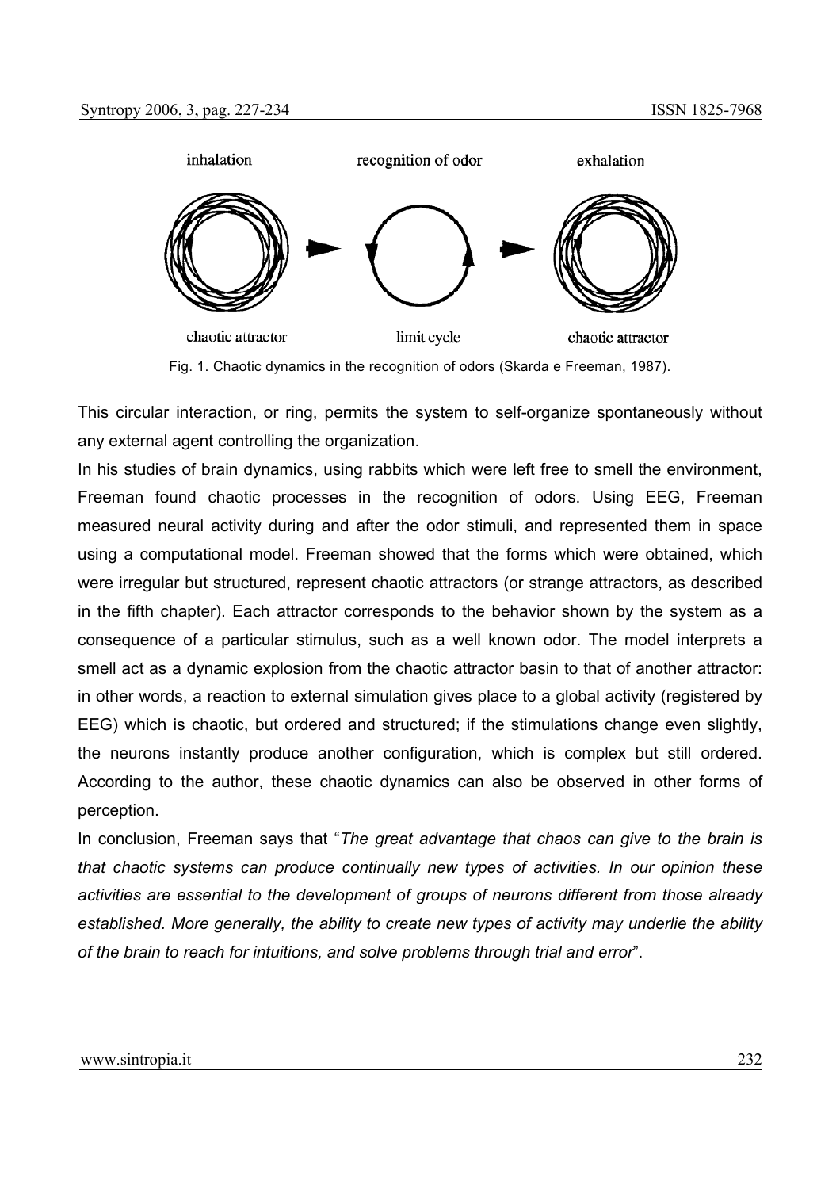inhalation recognition of odor exhalation

chaotic attractor limit cycle chaotic attractor

Fig. 1. Chaotic dynamics in the recognition of odors (Skarda e Freeman, 1987).

This circular interaction, or ring, permits the system to self-organize spontaneously without any external agent controlling the organization.

In his studies of brain dynamics, using rabbits which were left free to smell the environment, Freeman found chaotic processes in the recognition of odors. Using EEG, Freeman measured neural activity during and after the odor stimuli, and represented them in space using a computational model. Freeman showed that the forms which were obtained, which were irregular but structured, represent chaotic attractors (or strange attractors, as described in the fifth chapter). Each attractor corresponds to the behavior shown by the system as a consequence of a particular stimulus, such as a well known odor. The model interprets a smell act as a dynamic explosion from the chaotic attractor basin to that of another attractor: in other words, a reaction to external simulation gives place to a global activity (registered by EEG) which is chaotic, but ordered and structured; if the stimulations change even slightly, the neurons instantly produce another configuration, which is complex but still ordered. According to the author, these chaotic dynamics can also be observed in other forms of perception.

In conclusion, Freeman says that "*The great advantage that chaos can give to the brain is that chaotic systems can produce continually new types of activities. In our opinion these activities are essential to the development of groups of neurons different from those already established. More generally, the ability to create new types of activity may underlie the ability of the brain to reach for intuitions, and solve problems through trial and error*".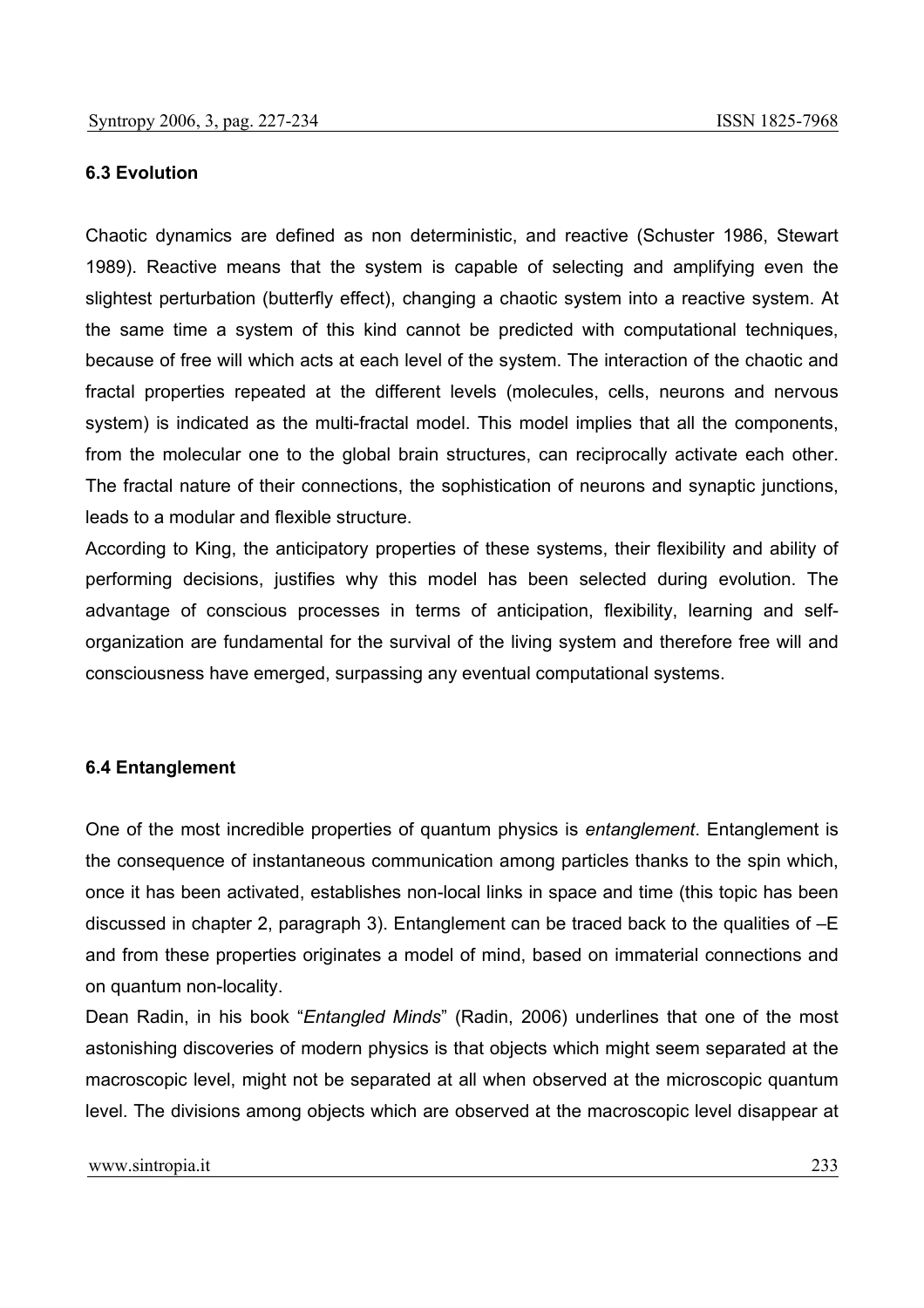### 6.3 Evolution

Chaotic dynamics are defined as non deterministic, and reactive (Schuster 1986, Stewart 1989). Reactive means that the system is capable of selecting and amplifying even the slightest perturbation (butterfly effect), changing a chaotic system into a reactive system. At the same time a system of this kind cannot be predicted with computational techniques, because of free will which acts at each level of the system. The interaction of the chaotic and fractal properties repeated at the different levels (molecules, cells, neurons and nervous system) is indicated as the multi-fractal model. This model implies that all the components, from the molecular one to the global brain structures, can reciprocally activate each other. The fractal nature of their connections, the sophistication of neurons and synaptic junctions, leads to a modular and flexible structure.

According to King, the anticipatory properties of these systems, their flexibility and ability of performing decisions, justifies why this model has been selected during evolution. The advantage of conscious processes in terms of anticipation, flexibility, learning and self-organization are fundamental for the survival of the living system and therefore free will and consciousness have emerged, surpassing any eventual computational systems.

### 6.4 Entanglement

One of the most incredible properties of quantum physics is *entanglement*. Entanglement is the consequence of instantaneous communication among particles thanks to the spin which, once it has been activated, establishes non-local links in space and time (this topic has been discussed in chapter 2, paragraph 3). Entanglement can be traced back to the qualities of –E and from these properties originates a model of mind, based on immaterial connections and on quantum non-locality.

Dean Radin, in his book "*Entangled Minds*" (Radin, 2006) underlines that one of the most astonishing discoveries of modern physics is that objects which might seem separated at the macroscopic level, might not be separated at all when observed at the microscopic quantum level. The divisions among objects which are observed at the macroscopic level disappear at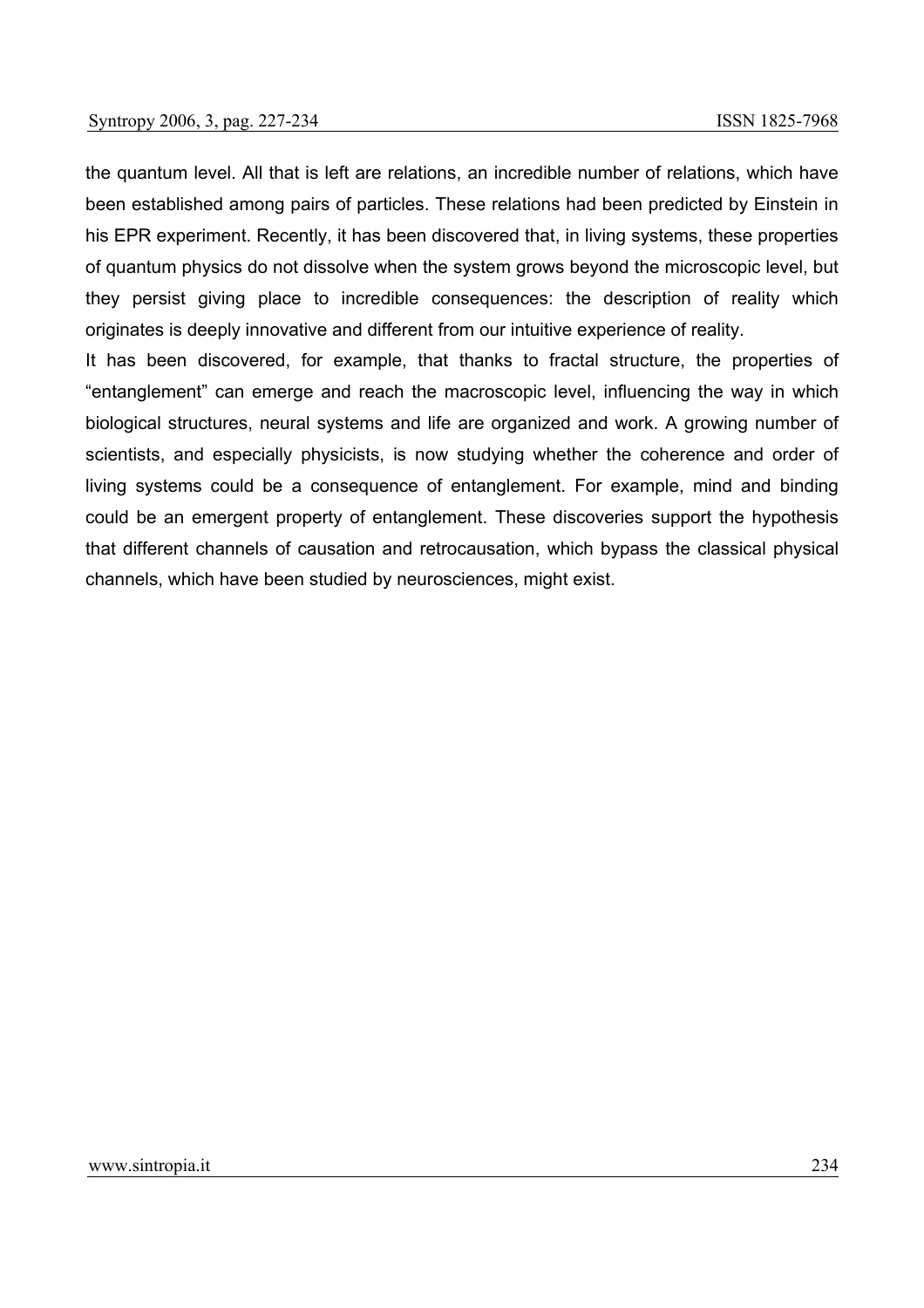the quantum level. All that is left are relations, an incredible number of relations, which have been established among pairs of particles. These relations had been predicted by Einstein in his EPR experiment. Recently, it has been discovered that, in living systems, these properties of quantum physics do not dissolve when the system grows beyond the microscopic level, but they persist giving place to incredible consequences: the description of reality which originates is deeply innovative and different from our intuitive experience of reality.

It has been discovered, for example, that thanks to fractal structure, the properties of "entanglement" can emerge and reach the macroscopic level, influencing the way in which biological structures, neural systems and life are organized and work. A growing number of scientists, and especially physicists, is now studying whether the coherence and order of living systems could be a consequence of entanglement. For example, mind and binding could be an emergent property of entanglement. These discoveries support the hypothesis that different channels of causation and retrocausation, which bypass the classical physical channels, which have been studied by neurosciences, might exist.